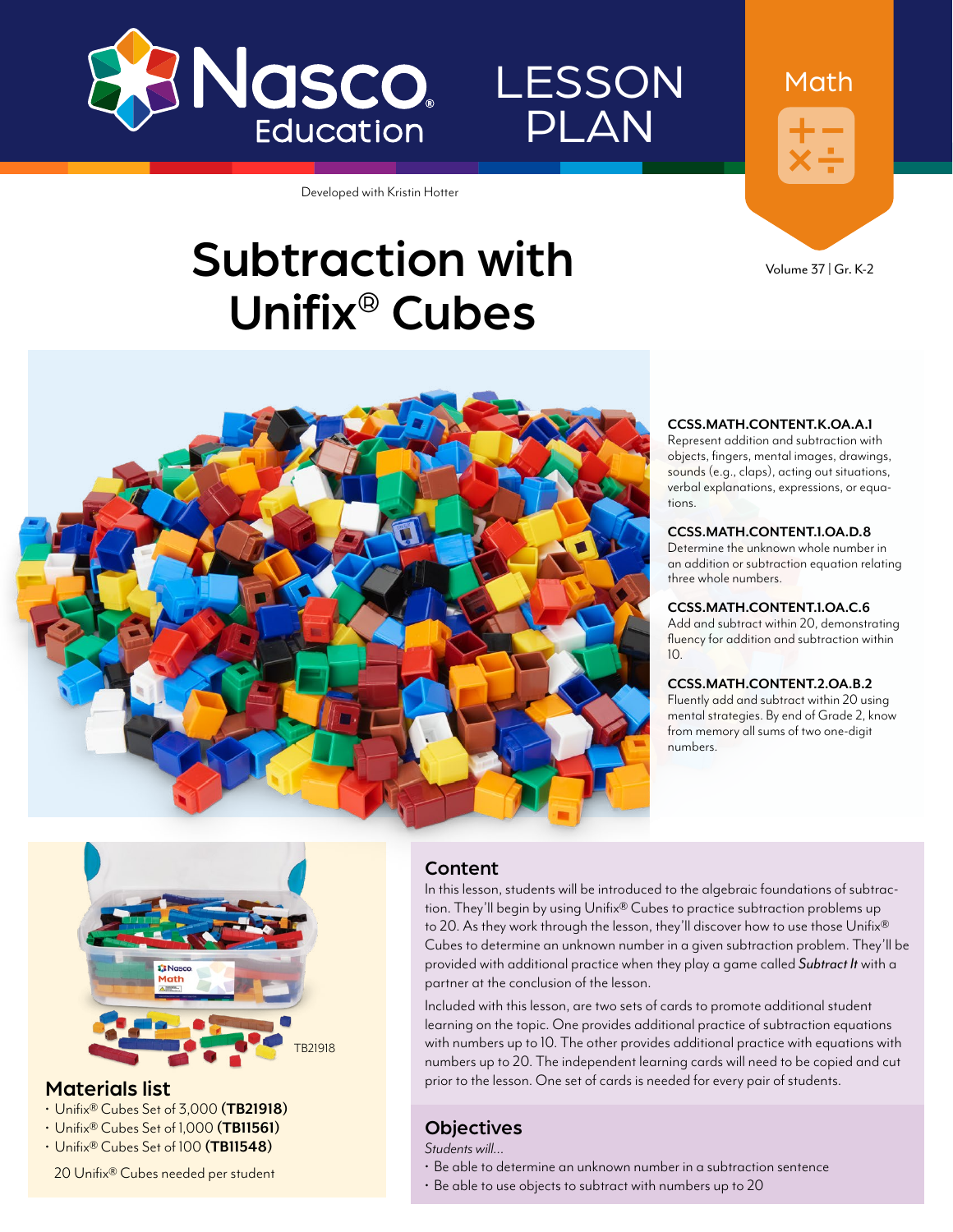Nasco Education

# LESSON PLAN

Math

Developed with Kristin Hotter

Volume 37 | Gr. K-2

# Subtraction with Unifix® Cubes

**CCSS.MATH.CONTENT.K.OA.A.1**
Represent addition and subtraction with objects, fingers, mental images, drawings, sounds (e.g., claps), acting out situations, verbal explanations, expressions, or equations.

**CCSS.MATH.CONTENT.1.OA.D.8**
Determine the unknown whole number in an addition or subtraction equation relating three whole numbers.

**CCSS.MATH.CONTENT.1.OA.C.6**
Add and subtract within 20, demonstrating fluency for addition and subtraction within 10.

**CCSS.MATH.CONTENT.2.OA.B.2**
Fluently add and subtract within 20 using mental strategies. By end of Grade 2, know from memory all sums of two one-digit numbers.

TB21918

## Materials list

- Unifix® Cubes Set of 3,000 **(TB21918)**
- Unifix® Cubes Set of 1,000 **(TB11561)**
- Unifix® Cubes Set of 100 **(TB11548)**

20 Unifix® Cubes needed per student

## Content

In this lesson, students will be introduced to the algebraic foundations of subtraction. They'll begin by using Unifix® Cubes to practice subtraction problems up to 20. As they work through the lesson, they'll discover how to use those Unifix® Cubes to determine an unknown number in a given subtraction problem. They'll be provided with additional practice when they play a game called *Subtract It* with a partner at the conclusion of the lesson.

Included with this lesson, are two sets of cards to promote additional student learning on the topic. One provides additional practice of subtraction equations with numbers up to 10. The other provides additional practice with equations with numbers up to 20. The independent learning cards will need to be copied and cut prior to the lesson. One set of cards is needed for every pair of students.

## Objectives

*Students will...*

- Be able to determine an unknown number in a subtraction sentence
- Be able to use objects to subtract with numbers up to 20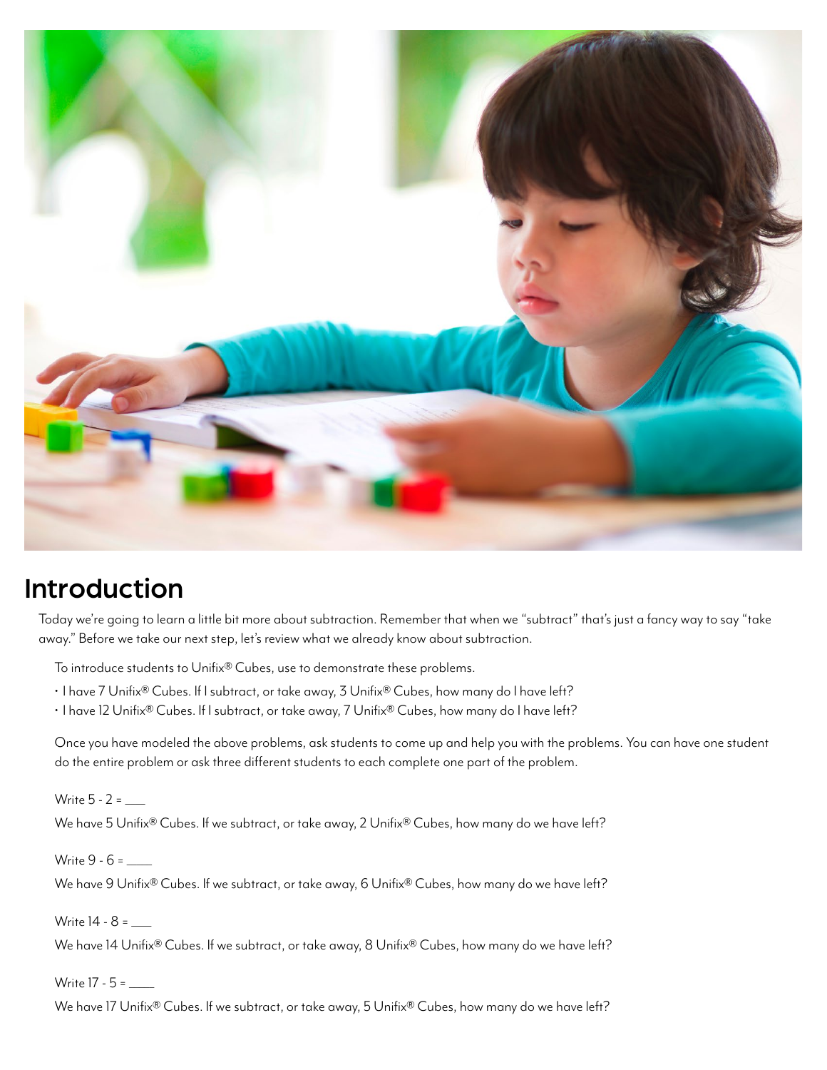## Introduction

Today we're going to learn a little bit more about subtraction. Remember that when we "subtract" that's just a fancy way to say "take away." Before we take our next step, let's review what we already know about subtraction.

To introduce students to Unifix® Cubes, use to demonstrate these problems.

- I have 7 Unifix® Cubes. If I subtract, or take away, 3 Unifix® Cubes, how many do I have left?
- I have 12 Unifix® Cubes. If I subtract, or take away, 7 Unifix® Cubes, how many do I have left?

Once you have modeled the above problems, ask students to come up and help you with the problems. You can have one student do the entire problem or ask three different students to each complete one part of the problem.

Write 5 - 2 = ___

We have 5 Unifix® Cubes. If we subtract, or take away, 2 Unifix® Cubes, how many do we have left?

Write 9 - 6 = ___

We have 9 Unifix® Cubes. If we subtract, or take away, 6 Unifix® Cubes, how many do we have left?

Write 14 - 8 = ___

We have 14 Unifix® Cubes. If we subtract, or take away, 8 Unifix® Cubes, how many do we have left?

Write 17 - 5 = ___

We have 17 Unifix® Cubes. If we subtract, or take away, 5 Unifix® Cubes, how many do we have left?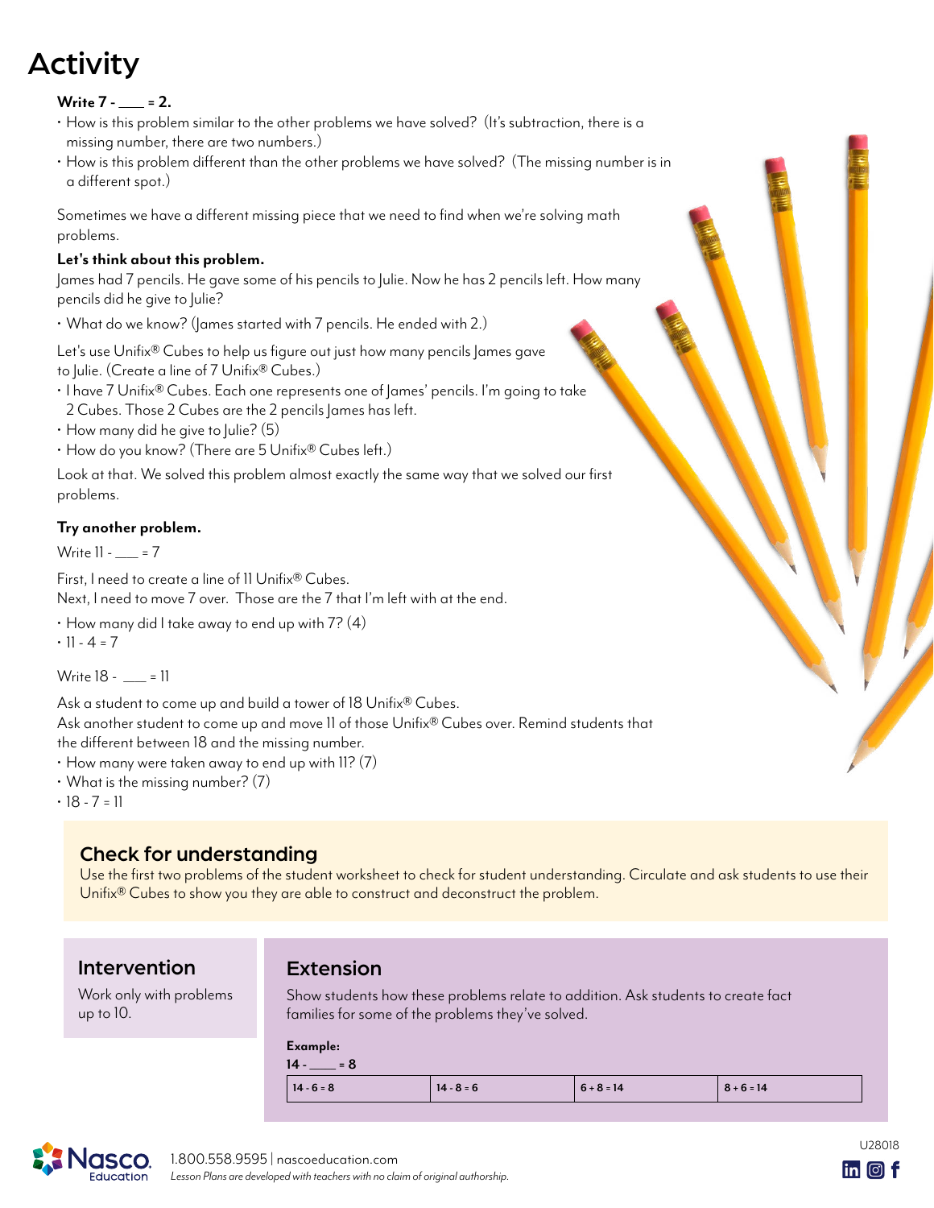# Activity

**Write 7 - ___ = 2.**

- How is this problem similar to the other problems we have solved? (It's subtraction, there is a missing number, there are two numbers.)
- How is this problem different than the other problems we have solved? (The missing number is in a different spot.)

Sometimes we have a different missing piece that we need to find when we're solving math problems.

**Let's think about this problem.**

James had 7 pencils. He gave some of his pencils to Julie. Now he has 2 pencils left. How many pencils did he give to Julie?

- What do we know? (James started with 7 pencils. He ended with 2.)

Let's use Unifix® Cubes to help us figure out just how many pencils James gave to Julie. (Create a line of 7 Unifix® Cubes.)

- I have 7 Unifix® Cubes. Each one represents one of James' pencils. I'm going to take 2 Cubes. Those 2 Cubes are the 2 pencils James has left.
- How many did he give to Julie? (5)
- How do you know? (There are 5 Unifix® Cubes left.)

Look at that. We solved this problem almost exactly the same way that we solved our first problems.

**Try another problem.**

Write 11 - ___ = 7

First, I need to create a line of 11 Unifix® Cubes.
Next, I need to move 7 over. Those are the 7 that I'm left with at the end.

- How many did I take away to end up with 7? (4)
- 11 - 4 = 7

Write 18 - ___ = 11

Ask a student to come up and build a tower of 18 Unifix® Cubes.
Ask another student to come up and move 11 of those Unifix® Cubes over. Remind students that the different between 18 and the missing number.

- How many were taken away to end up with 11? (7)
- What is the missing number? (7)
- 18 - 7 = 11

## Check for understanding

Use the first two problems of the student worksheet to check for student understanding. Circulate and ask students to use their Unifix® Cubes to show you they are able to construct and deconstruct the problem.

## Intervention

Work only with problems up to 10.

## Extension

Show students how these problems relate to addition. Ask students to create fact families for some of the problems they've solved.

**Example:**
**14 - ___ = 8**

| **14 - 6 = 8** | **14 - 8 = 6** | **6 + 8 = 14** | **8 + 6 = 14** |
|---|---|---|---|

1.800.558.9595 | nascoeducation.com
*Lesson Plans are developed with teachers with no claim of original authorship.*

U28018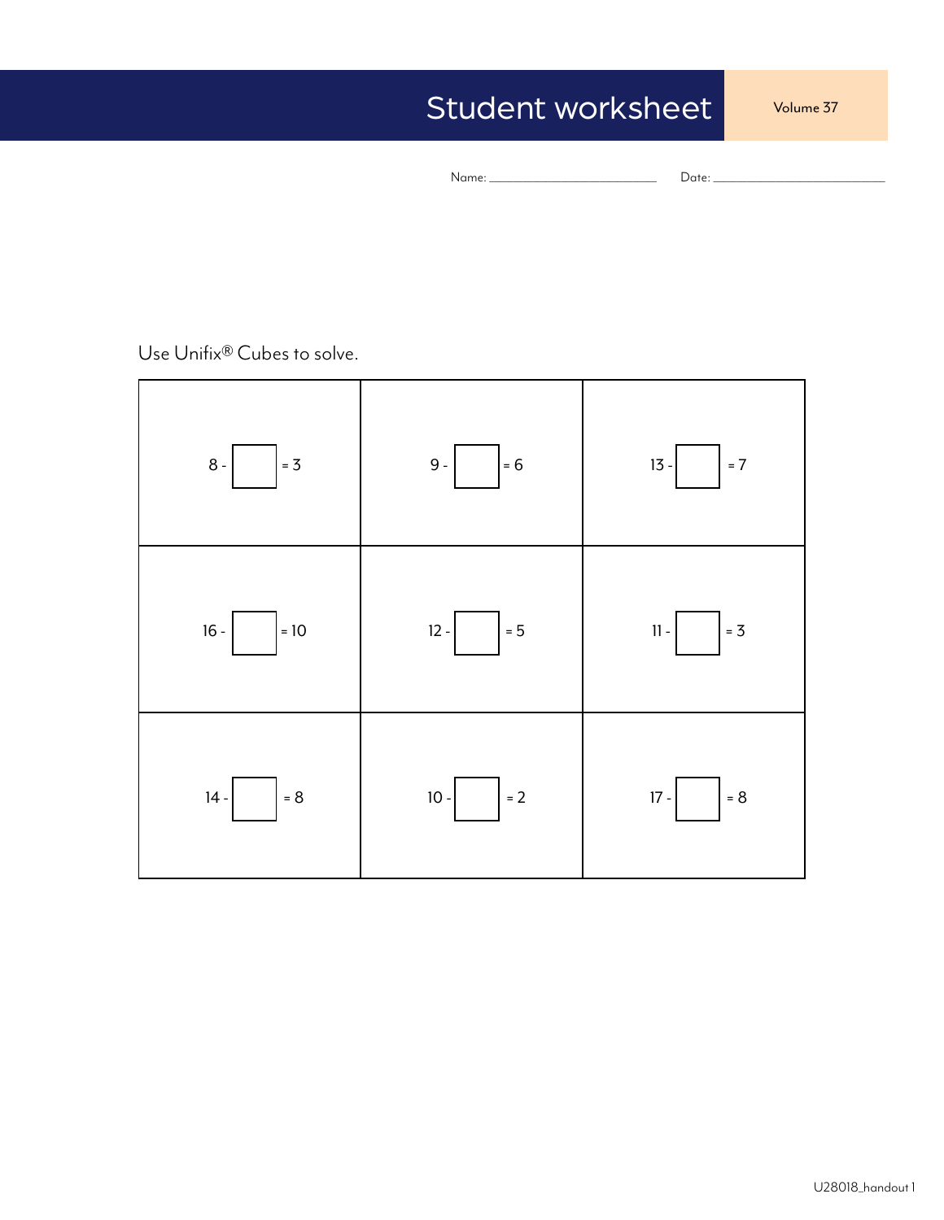# Student worksheet

Volume 37

Name: ____________________ Date: ____________________

Use Unifix® Cubes to solve.

| | | |
|---|---|---|
| 8 - ☐ = 3 | 9 - ☐ = 6 | 13 - ☐ = 7 |
| 16 - ☐ = 10 | 12 - ☐ = 5 | 11 - ☐ = 3 |
| 14 - ☐ = 8 | 10 - ☐ = 2 | 17 - ☐ = 8 |

U28018_handout 1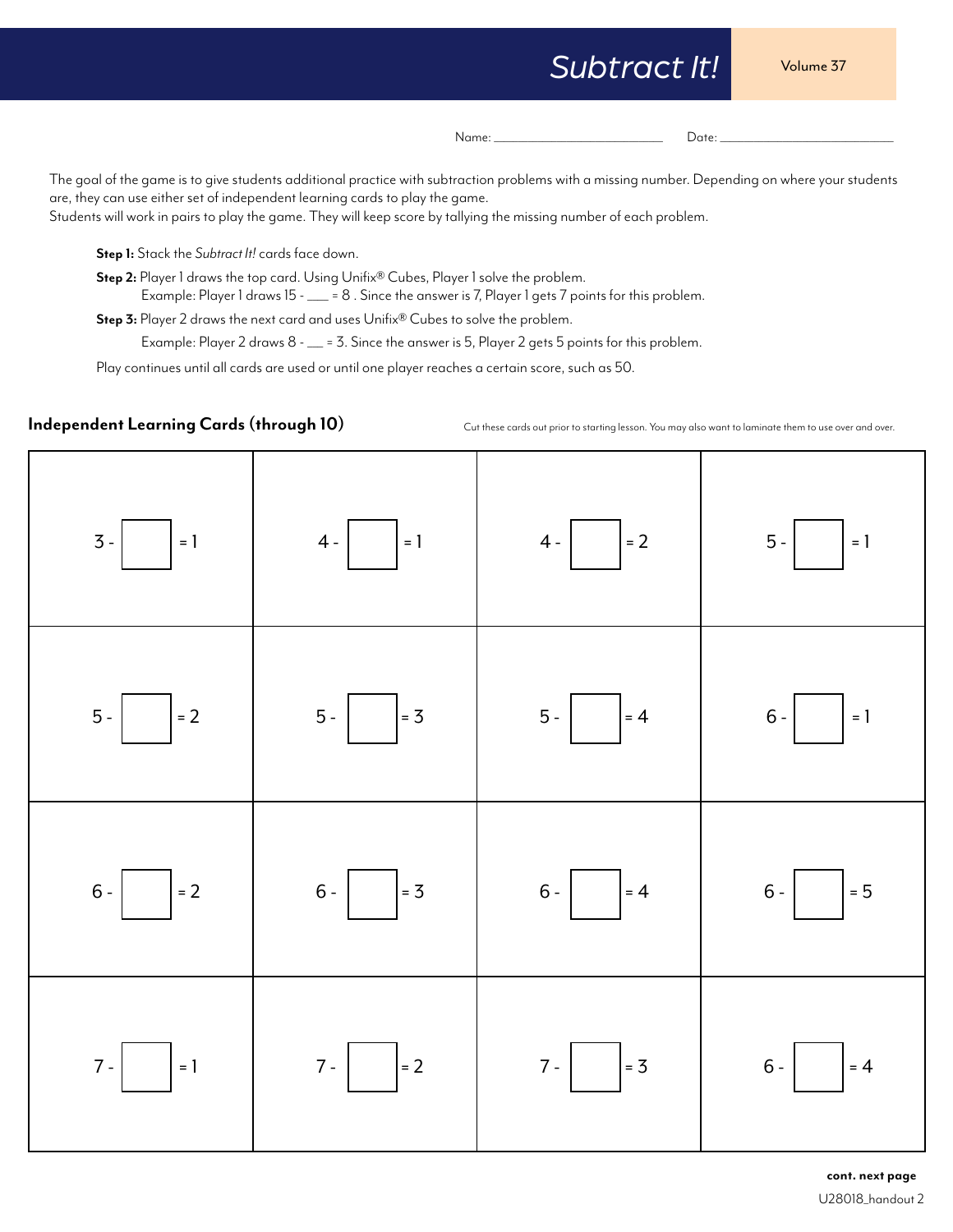# *Subtract It!*

Volume 37

Name: ______________________ Date: ______________________

The goal of the game is to give students additional practice with subtraction problems with a missing number. Depending on where your students are, they can use either set of independent learning cards to play the game.

Students will work in pairs to play the game. They will keep score by tallying the missing number of each problem.

**Step 1:** Stack the *Subtract It!* cards face down.

**Step 2:** Player 1 draws the top card. Using Unifix® Cubes, Player 1 solve the problem.
Example: Player 1 draws 15 - ___ = 8 . Since the answer is 7, Player 1 gets 7 points for this problem.

**Step 3:** Player 2 draws the next card and uses Unifix® Cubes to solve the problem.
Example: Player 2 draws 8 - __ = 3. Since the answer is 5, Player 2 gets 5 points for this problem.

Play continues until all cards are used or until one player reaches a certain score, such as 50.

## Independent Learning Cards (through 10)

Cut these cards out prior to starting lesson. You may also want to laminate them to use over and over.

| | | | |
|---|---|---|---|
| 3 - ☐ = 1 | 4 - ☐ = 1 | 4 - ☐ = 2 | 5 - ☐ = 1 |
| 5 - ☐ = 2 | 5 - ☐ = 3 | 5 - ☐ = 4 | 6 - ☐ = 1 |
| 6 - ☐ = 2 | 6 - ☐ = 3 | 6 - ☐ = 4 | 6 - ☐ = 5 |
| 7 - ☐ = 1 | 7 - ☐ = 2 | 7 - ☐ = 3 | 6 - ☐ = 4 |

**cont. next page**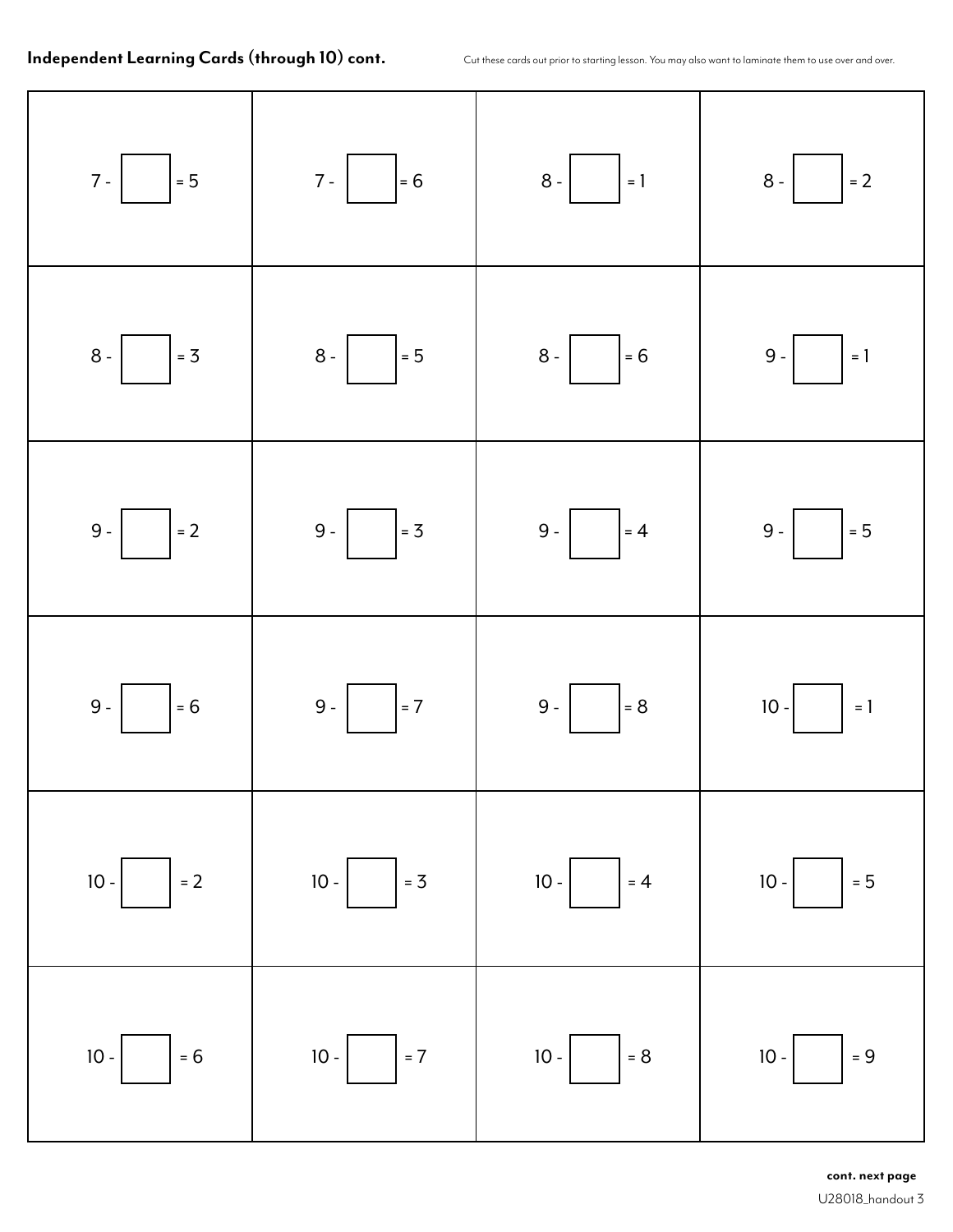**Independent Learning Cards (through 10) cont.**

Cut these cards out prior to starting lesson. You may also want to laminate them to use over and over.

| | | | |
|---|---|---|---|
| 7 - ☐ = 5 | 7 - ☐ = 6 | 8 - ☐ = 1 | 8 - ☐ = 2 |
| 8 - ☐ = 3 | 8 - ☐ = 5 | 8 - ☐ = 6 | 9 - ☐ = 1 |
| 9 - ☐ = 2 | 9 - ☐ = 3 | 9 - ☐ = 4 | 9 - ☐ = 5 |
| 9 - ☐ = 6 | 9 - ☐ = 7 | 9 - ☐ = 8 | 10 - ☐ = 1 |
| 10 - ☐ = 2 | 10 - ☐ = 3 | 10 - ☐ = 4 | 10 - ☐ = 5 |
| 10 - ☐ = 6 | 10 - ☐ = 7 | 10 - ☐ = 8 | 10 - ☐ = 9 |

**cont. next page**

U28018_handout 3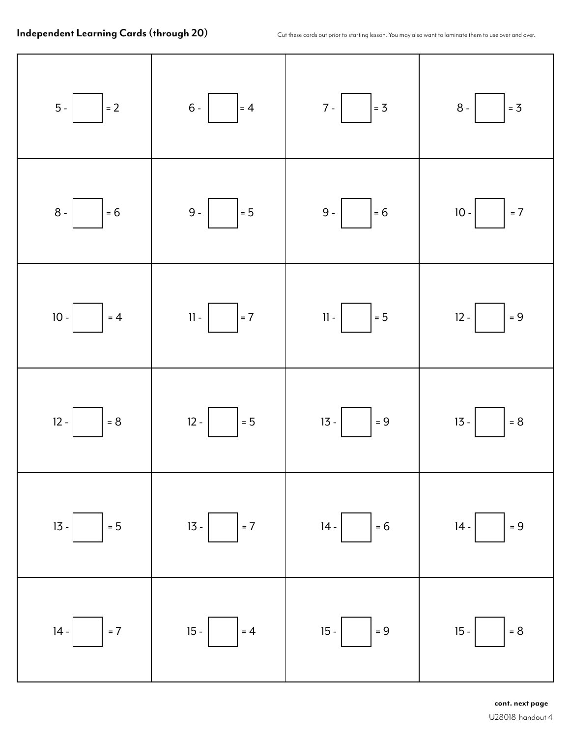**Independent Learning Cards (through 20)**

Cut these cards out prior to starting lesson. You may also want to laminate them to use over and over.

| | | | |
|---|---|---|---|
| 5 - ☐ = 2 | 6 - ☐ = 4 | 7 - ☐ = 3 | 8 - ☐ = 3 |
| 8 - ☐ = 6 | 9 - ☐ = 5 | 9 - ☐ = 6 | 10 - ☐ = 7 |
| 10 - ☐ = 4 | 11 - ☐ = 7 | 11 - ☐ = 5 | 12 - ☐ = 9 |
| 12 - ☐ = 8 | 12 - ☐ = 5 | 13 - ☐ = 9 | 13 - ☐ = 8 |
| 13 - ☐ = 5 | 13 - ☐ = 7 | 14 - ☐ = 6 | 14 - ☐ = 9 |
| 14 - ☐ = 7 | 15 - ☐ = 4 | 15 - ☐ = 9 | 15 - ☐ = 8 |

**cont. next page**

U28018_handout 4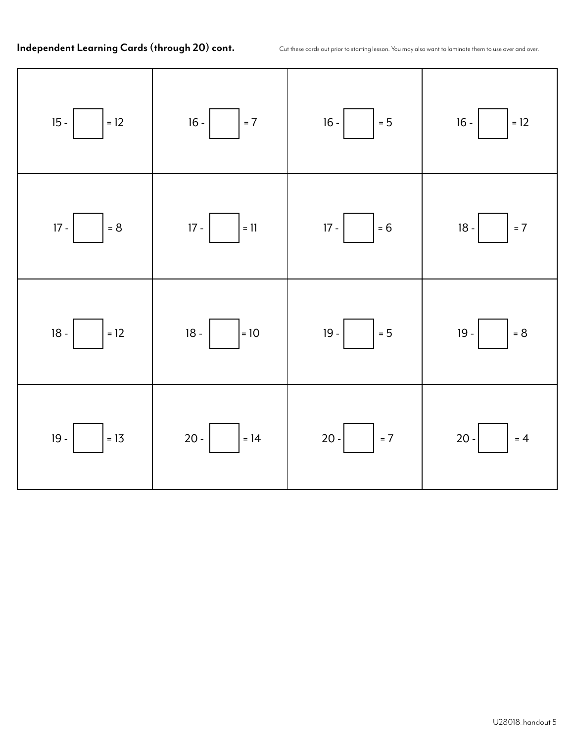**Independent Learning Cards (through 20) cont.**

Cut these cards out prior to starting lesson. You may also want to laminate them to use over and over.

| | | | |
|---|---|---|---|
| $15 - \square = 12$ | $16 - \square = 7$ | $16 - \square = 5$ | $16 - \square = 12$ |
| $17 - \square = 8$ | $17 - \square = 11$ | $17 - \square = 6$ | $18 - \square = 7$ |
| $18 - \square = 12$ | $18 - \square = 10$ | $19 - \square = 5$ | $19 - \square = 8$ |
| $19 - \square = 13$ | $20 - \square = 14$ | $20 - \square = 7$ | $20 - \square = 4$ |

U28018_handout 5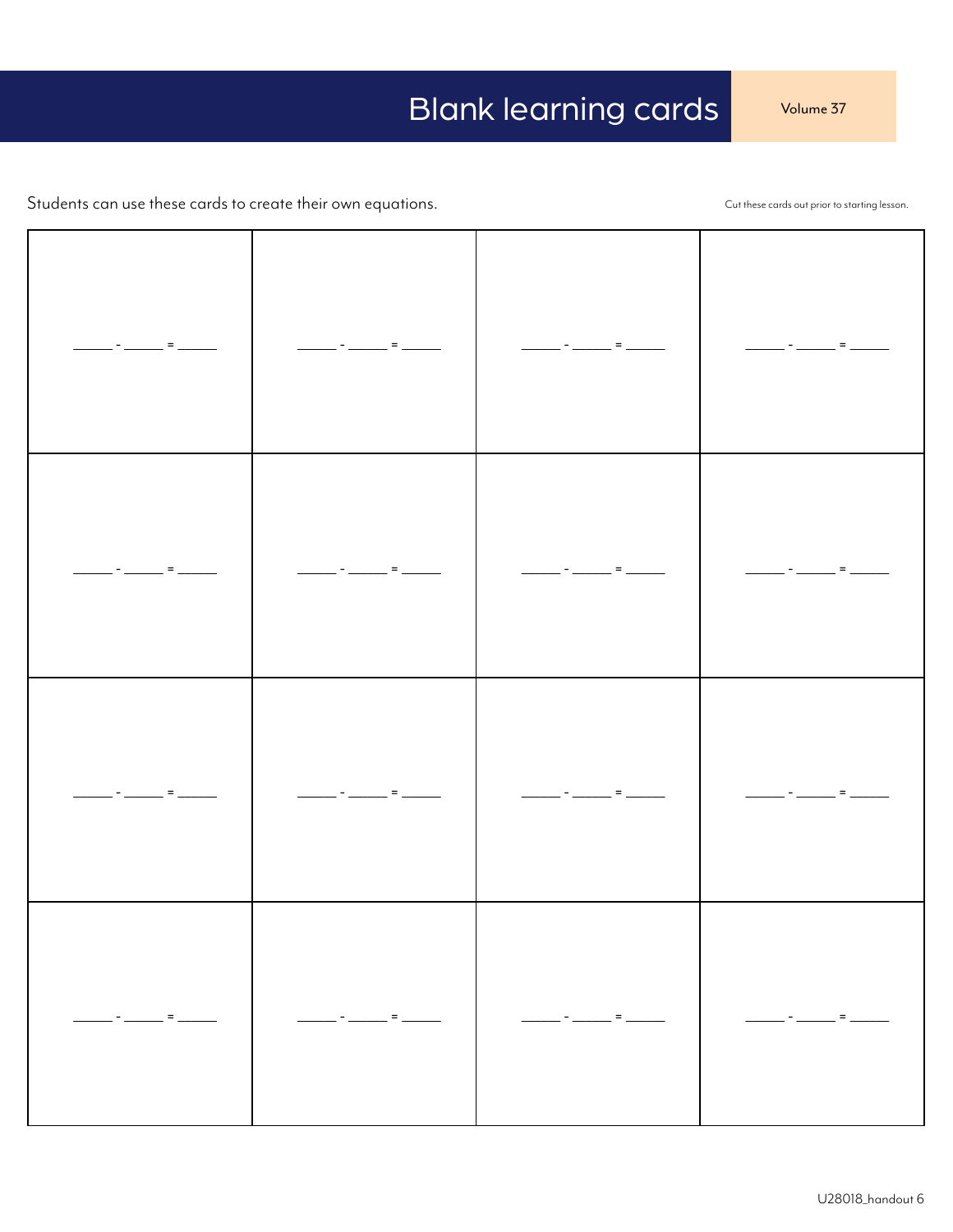# Blank learning cards

Volume 37

Students can use these cards to create their own equations.

Cut these cards out prior to starting lesson.

| | | | |
|---|---|---|---|
| _____ - _____ = _____ | _____ - _____ = _____ | _____ - _____ = _____ | _____ - _____ = _____ |
| _____ - _____ = _____ | _____ - _____ = _____ | _____ - _____ = _____ | _____ - _____ = _____ |
| _____ - _____ = _____ | _____ - _____ = _____ | _____ - _____ = _____ | _____ - _____ = _____ |
| _____ - _____ = _____ | _____ - _____ = _____ | _____ - _____ = _____ | _____ - _____ = _____ |

U28018_handout 6